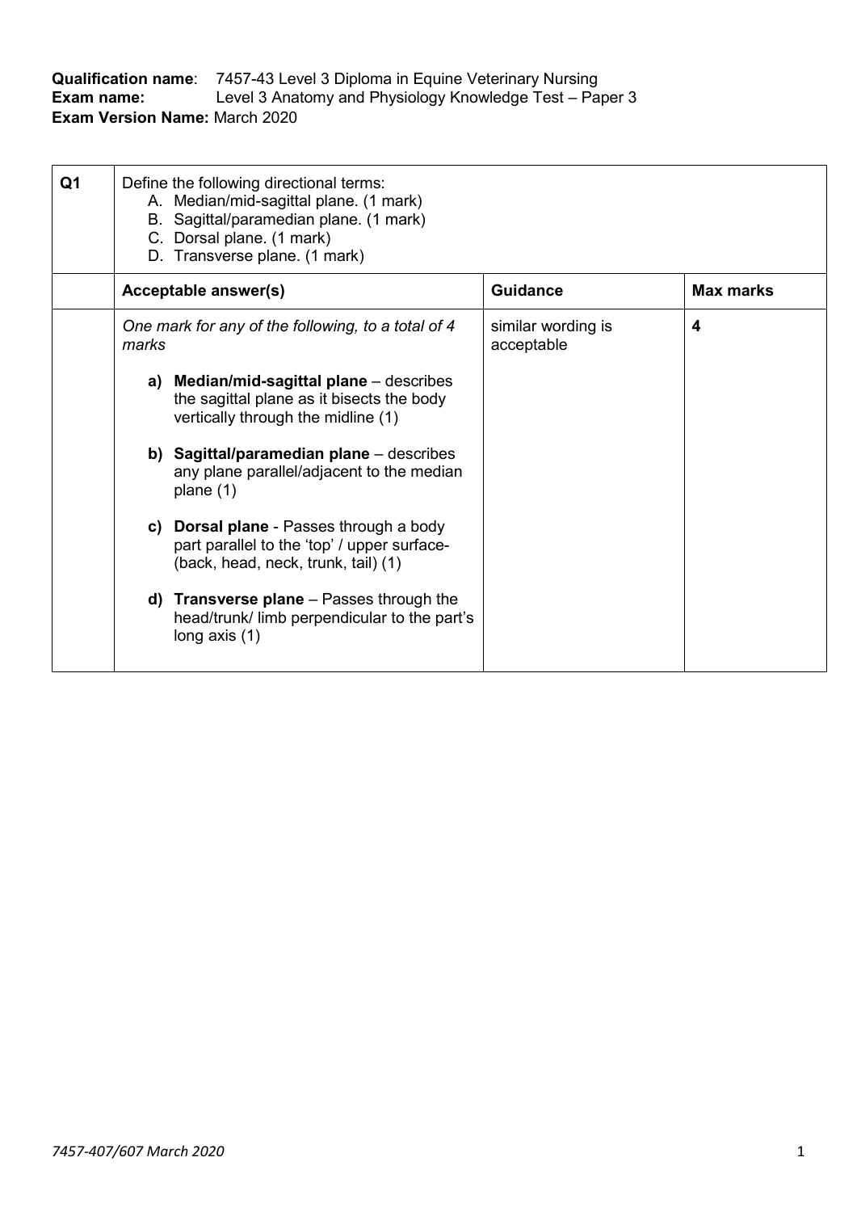**Qualification name**: 7457-43 Level 3 Diploma in Equine Veterinary Nursing
**Exam name:** Level 3 Anatomy and Physiology Knowledge Test – Paper 3
**Exam Version Name:** March 2020

| Q1 | Define the following directional terms:<br>A. Median/mid-sagittal plane. (1 mark)<br>B. Sagittal/paramedian plane. (1 mark)<br>C. Dorsal plane. (1 mark)<br>D. Transverse plane. (1 mark) | | |
|---|---|---|---|
| | **Acceptable answer(s)** | **Guidance** | **Max marks** |
| | *One mark for any of the following, to a total of 4 marks*<br><br>**a) Median/mid-sagittal plane** – describes the sagittal plane as it bisects the body vertically through the midline (1)<br><br>**b) Sagittal/paramedian plane** – describes any plane parallel/adjacent to the median plane (1)<br><br>**c) Dorsal plane** - Passes through a body part parallel to the 'top' / upper surface- (back, head, neck, trunk, tail) (1)<br><br>**d) Transverse plane** – Passes through the head/trunk/ limb perpendicular to the part's long axis (1) | similar wording is acceptable | **4** |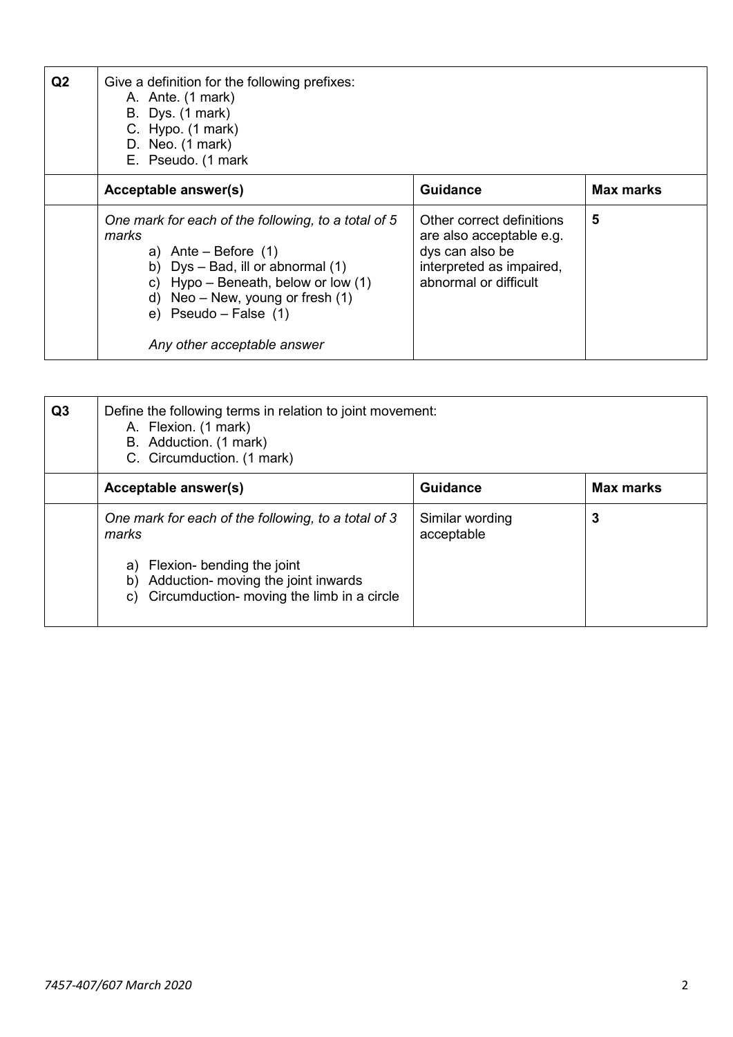| Q2 | Give a definition for the following prefixes:<br>A. Ante. (1 mark)<br>B. Dys. (1 mark)<br>C. Hypo. (1 mark)<br>D. Neo. (1 mark)<br>E. Pseudo. (1 mark | | |
|---|---|---|---|
| | **Acceptable answer(s)** | **Guidance** | **Max marks** |
| | *One mark for each of the following, to a total of 5 marks*<br>a) Ante – Before (1)<br>b) Dys – Bad, ill or abnormal (1)<br>c) Hypo – Beneath, below or low (1)<br>d) Neo – New, young or fresh (1)<br>e) Pseudo – False (1)<br><br>*Any other acceptable answer* | Other correct definitions are also acceptable e.g. dys can also be interpreted as impaired, abnormal or difficult | **5** |

| Q3 | Define the following terms in relation to joint movement:<br>A. Flexion. (1 mark)<br>B. Adduction. (1 mark)<br>C. Circumduction. (1 mark) | | |
|---|---|---|---|
| | **Acceptable answer(s)** | **Guidance** | **Max marks** |
| | *One mark for each of the following, to a total of 3 marks*<br><br>a) Flexion- bending the joint<br>b) Adduction- moving the joint inwards<br>c) Circumduction- moving the limb in a circle | Similar wording acceptable | **3** |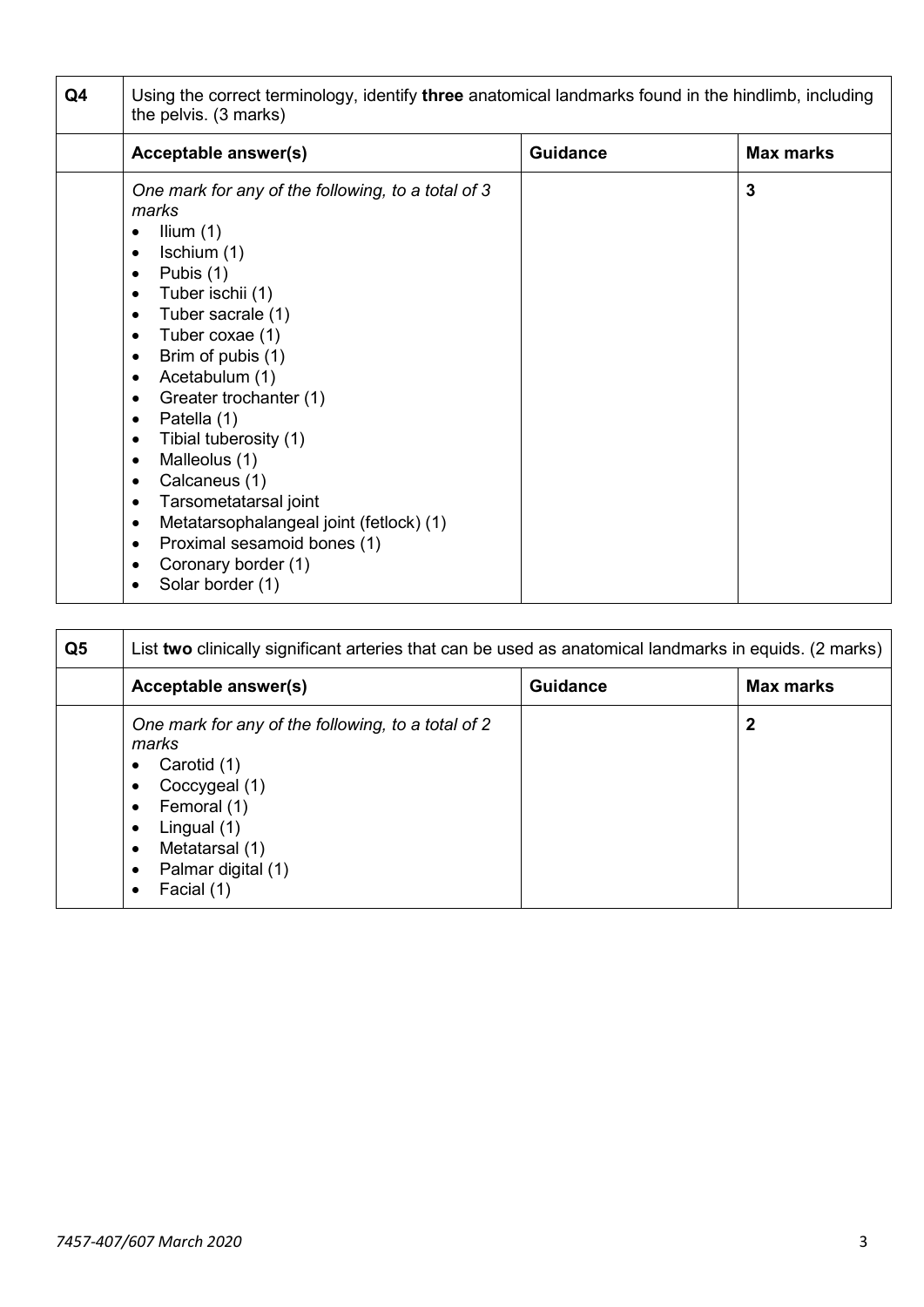| Q4 | Using the correct terminology, identify **three** anatomical landmarks found in the hindlimb, including the pelvis. (3 marks) | | |
|---|---|---|---|
| | **Acceptable answer(s)** | **Guidance** | **Max marks** |
| | *One mark for any of the following, to a total of 3 marks*<br>• Ilium (1)<br>• Ischium (1)<br>• Pubis (1)<br>• Tuber ischii (1)<br>• Tuber sacrale (1)<br>• Tuber coxae (1)<br>• Brim of pubis (1)<br>• Acetabulum (1)<br>• Greater trochanter (1)<br>• Patella (1)<br>• Tibial tuberosity (1)<br>• Malleolus (1)<br>• Calcaneus (1)<br>• Tarsometatarsal joint<br>• Metatarsophalangeal joint (fetlock) (1)<br>• Proximal sesamoid bones (1)<br>• Coronary border (1)<br>• Solar border (1) | | **3** |

| Q5 | List **two** clinically significant arteries that can be used as anatomical landmarks in equids. (2 marks) | | |
|---|---|---|---|
| | **Acceptable answer(s)** | **Guidance** | **Max marks** |
| | *One mark for any of the following, to a total of 2 marks*<br>• Carotid (1)<br>• Coccygeal (1)<br>• Femoral (1)<br>• Lingual (1)<br>• Metatarsal (1)<br>• Palmar digital (1)<br>• Facial (1) | | **2** |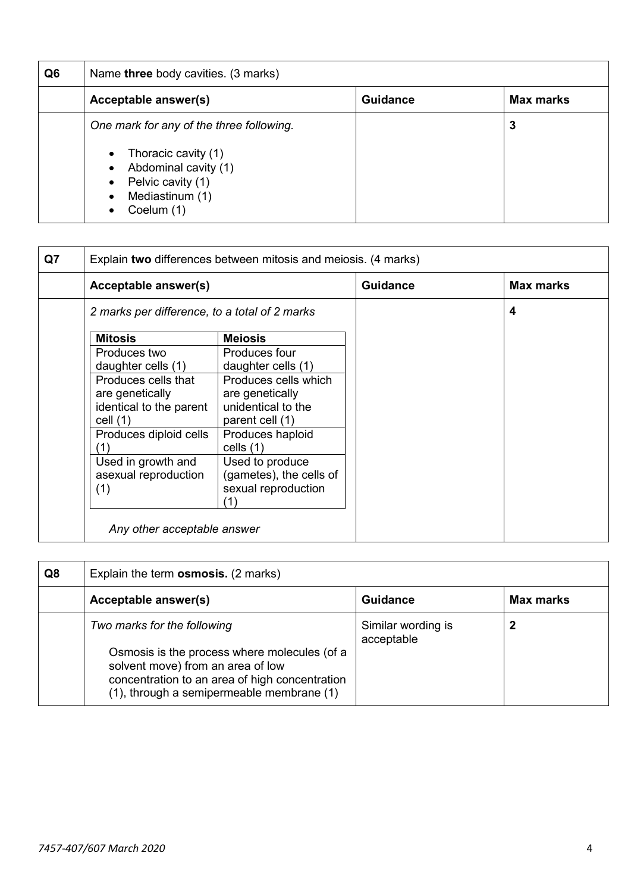| Q6 | Name **three** body cavities. (3 marks) | | |
|---|---|---|---|
| | **Acceptable answer(s)** | **Guidance** | **Max marks** |
| | *One mark for any of the three following.*<br><br>• Thoracic cavity (1)<br>• Abdominal cavity (1)<br>• Pelvic cavity (1)<br>• Mediastinum (1)<br>• Coelum (1) | | **3** |

| Q7 | Explain **two** differences between mitosis and meiosis. (4 marks) | | |
|---|---|---|---|
| | **Acceptable answer(s)** | **Guidance** | **Max marks** |
| | *2 marks per difference, to a total of 2 marks*<br><br>**Mitosis** / **Meiosis**<br>Produces two daughter cells (1) / Produces four daughter cells (1)<br>Produces cells that are genetically identical to the parent cell (1) / Produces cells which are genetically unidentical to the parent cell (1)<br>Produces diploid cells (1) / Produces haploid cells (1)<br>Used in growth and asexual reproduction (1) / Used to produce (gametes), the cells of sexual reproduction (1)<br><br>*Any other acceptable answer* | | **4** |

| **Mitosis** | **Meiosis** |
|---|---|
| Produces two daughter cells (1) | Produces four daughter cells (1) |
| Produces cells that are genetically identical to the parent cell (1) | Produces cells which are genetically unidentical to the parent cell (1) |
| Produces diploid cells (1) | Produces haploid cells (1) |
| Used in growth and asexual reproduction (1) | Used to produce (gametes), the cells of sexual reproduction (1) |

| Q8 | Explain the term **osmosis.** (2 marks) | | |
|---|---|---|---|
| | **Acceptable answer(s)** | **Guidance** | **Max marks** |
| | *Two marks for the following*<br><br>Osmosis is the process where molecules (of a solvent move) from an area of low concentration to an area of high concentration (1), through a semipermeable membrane (1) | Similar wording is acceptable | **2** |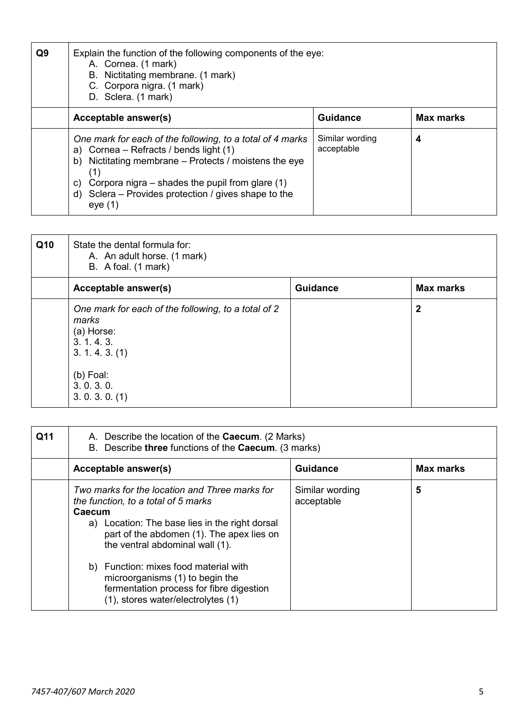| Q9 | Explain the function of the following components of the eye:<br>A. Cornea. (1 mark)<br>B. Nictitating membrane. (1 mark)<br>C. Corpora nigra. (1 mark)<br>D. Sclera. (1 mark) | | |
|---|---|---|---|
| | **Acceptable answer(s)** | **Guidance** | **Max marks** |
| | *One mark for each of the following, to a total of 4 marks*<br>a) Cornea – Refracts / bends light (1)<br>b) Nictitating membrane – Protects / moistens the eye (1)<br>c) Corpora nigra – shades the pupil from glare (1)<br>d) Sclera – Provides protection / gives shape to the eye (1) | Similar wording acceptable | **4** |

| Q10 | State the dental formula for:<br>A. An adult horse. (1 mark)<br>B. A foal. (1 mark) | | |
|---|---|---|---|
| | **Acceptable answer(s)** | **Guidance** | **Max marks** |
| | *One mark for each of the following, to a total of 2 marks*<br>(a) Horse:<br>3. 1. 4. 3.<br>3. 1. 4. 3. (1)<br><br>(b) Foal:<br>3. 0. 3. 0.<br>3. 0. 3. 0. (1) | | **2** |

| Q11 | A. Describe the location of the **Caecum**. (2 Marks)<br>B. Describe **three** functions of the **Caecum**. (3 marks) | | |
|---|---|---|---|
| | **Acceptable answer(s)** | **Guidance** | **Max marks** |
| | *Two marks for the location and Three marks for the function, to a total of 5 marks*<br>**Caecum**<br>a) Location: The base lies in the right dorsal part of the abdomen (1). The apex lies on the ventral abdominal wall (1).<br><br>b) Function: mixes food material with microorganisms (1) to begin the fermentation process for fibre digestion (1), stores water/electrolytes (1) | Similar wording acceptable | **5** |

*7457-407/607 March 2020*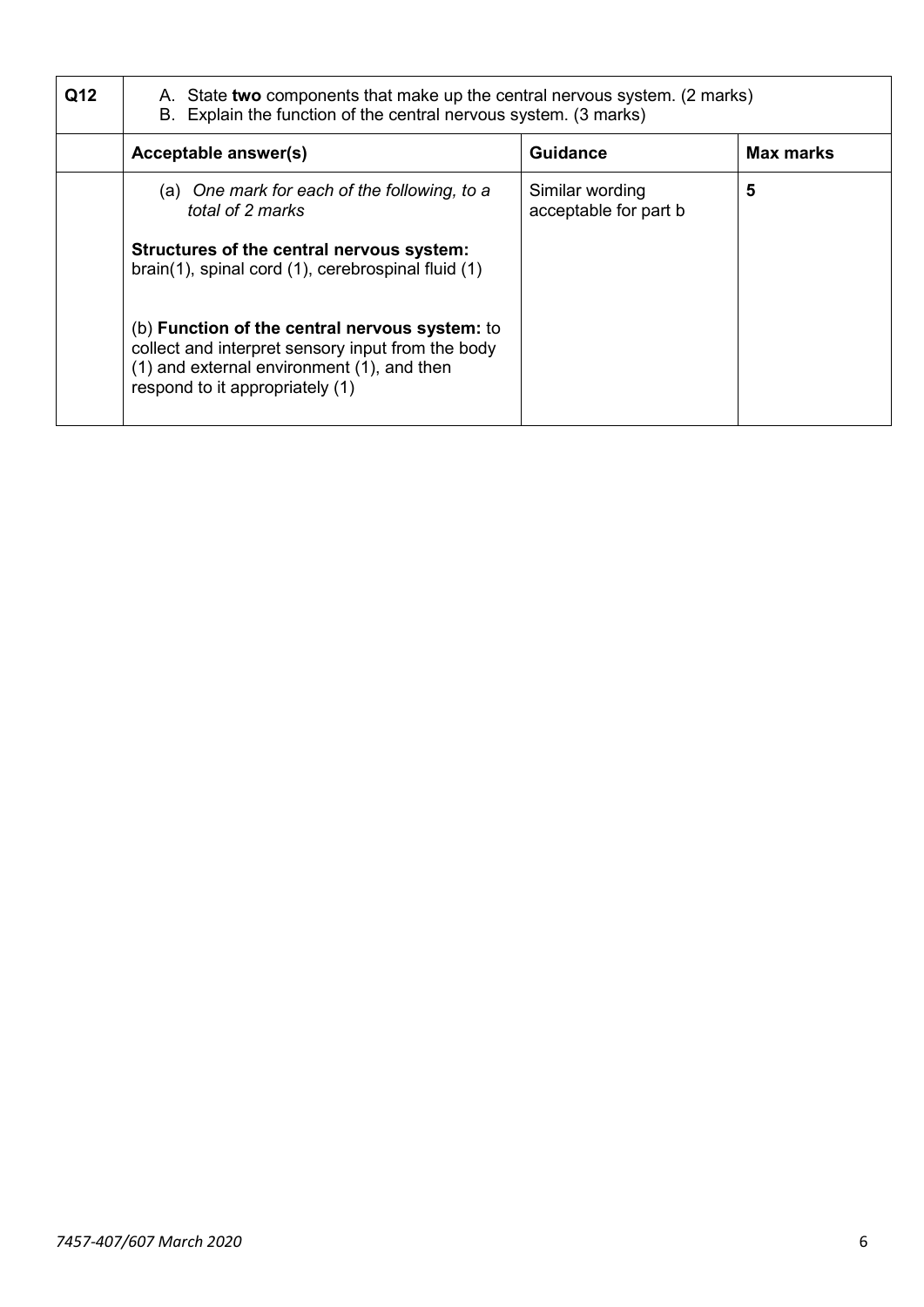| Q12 | A. State **two** components that make up the central nervous system. (2 marks)<br>B. Explain the function of the central nervous system. (3 marks) | | |
|---|---|---|---|
| | **Acceptable answer(s)** | **Guidance** | **Max marks** |
| | (a) *One mark for each of the following, to a total of 2 marks*<br><br>**Structures of the central nervous system:** brain(1), spinal cord (1), cerebrospinal fluid (1)<br><br>(b) **Function of the central nervous system:** to collect and interpret sensory input from the body (1) and external environment (1), and then respond to it appropriately (1) | Similar wording acceptable for part b | **5** |

*7457-407/607 March 2020*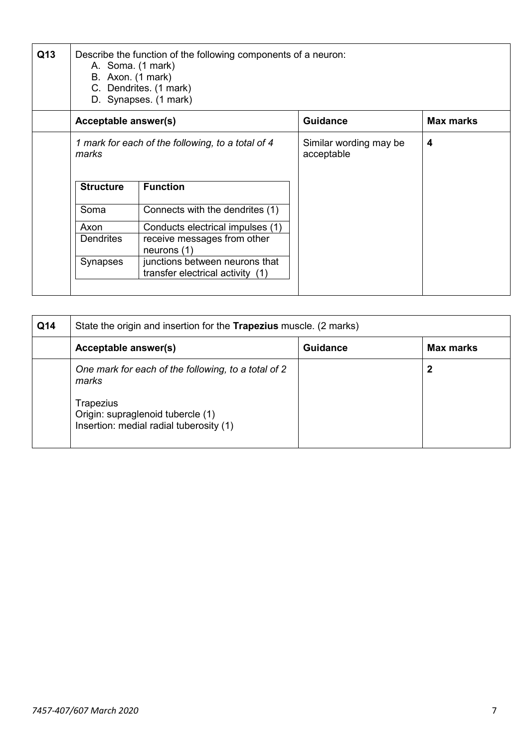| Q13 | Describe the function of the following components of a neuron:<br>A. Soma. (1 mark)<br>B. Axon. (1 mark)<br>C. Dendrites. (1 mark)<br>D. Synapses. (1 mark) | | |
|---|---|---|---|
| | **Acceptable answer(s)** | **Guidance** | **Max marks** |
| | *1 mark for each of the following, to a total of 4 marks* | Similar wording may be acceptable | **4** |

| Structure | Function |
|---|---|
| Soma | Connects with the dendrites (1) |
| Axon | Conducts electrical impulses (1) |
| Dendrites | receive messages from other neurons (1) |
| Synapses | junctions between neurons that transfer electrical activity (1) |

| Q14 | State the origin and insertion for the **Trapezius** muscle. (2 marks) | | |
|---|---|---|---|
| | **Acceptable answer(s)** | **Guidance** | **Max marks** |
| | *One mark for each of the following, to a total of 2 marks*<br><br>Trapezius<br>Origin: supraglenoid tubercle (1)<br>Insertion: medial radial tuberosity (1) | | **2** |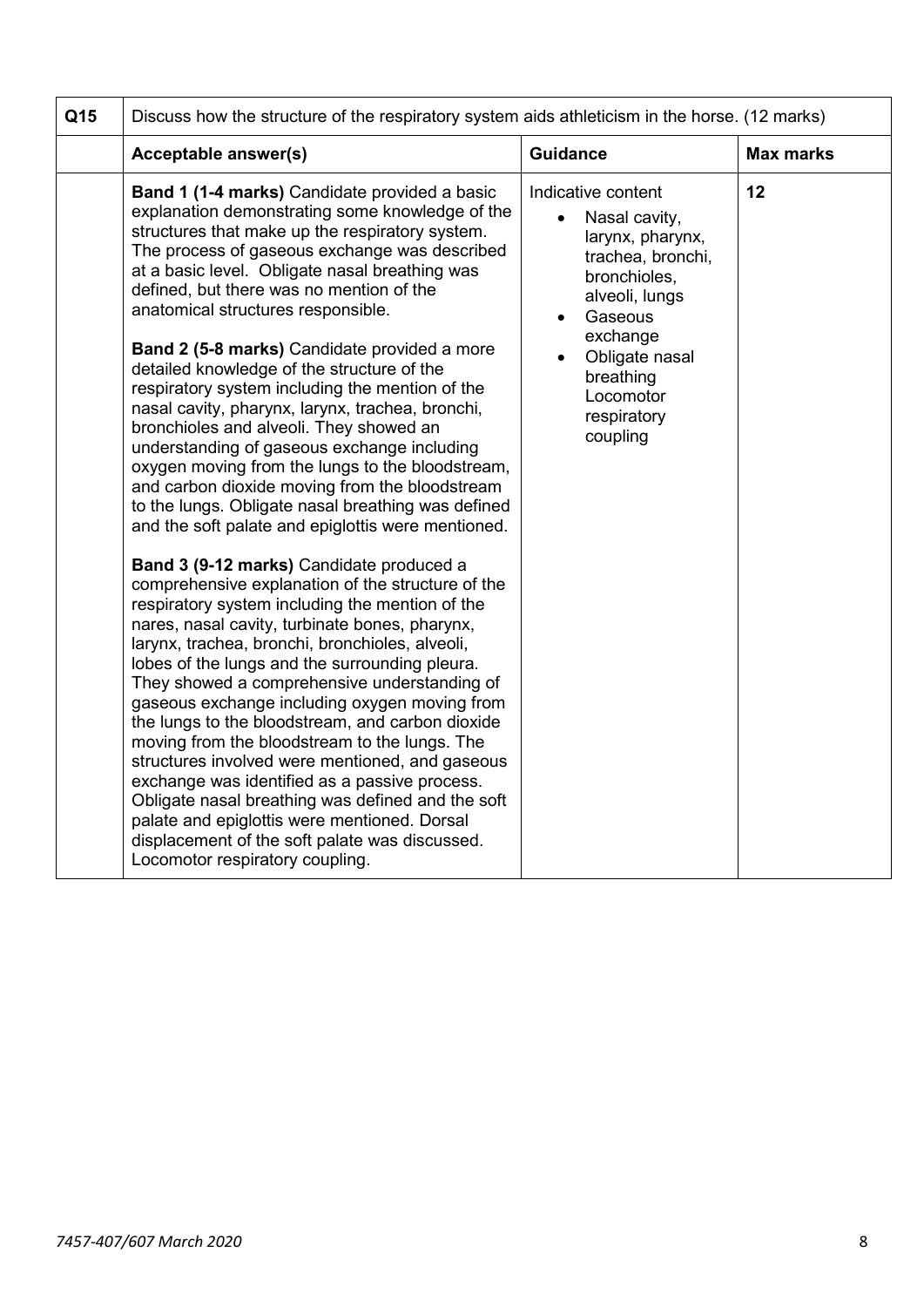| Q15 | Discuss how the structure of the respiratory system aids athleticism in the horse. (12 marks) | | |
|---|---|---|---|
| | **Acceptable answer(s)** | **Guidance** | **Max marks** |
| | **Band 1 (1-4 marks)** Candidate provided a basic explanation demonstrating some knowledge of the structures that make up the respiratory system. The process of gaseous exchange was described at a basic level. Obligate nasal breathing was defined, but there was no mention of the anatomical structures responsible.<br><br>**Band 2 (5-8 marks)** Candidate provided a more detailed knowledge of the structure of the respiratory system including the mention of the nasal cavity, pharynx, larynx, trachea, bronchi, bronchioles and alveoli. They showed an understanding of gaseous exchange including oxygen moving from the lungs to the bloodstream, and carbon dioxide moving from the bloodstream to the lungs. Obligate nasal breathing was defined and the soft palate and epiglottis were mentioned.<br><br>**Band 3 (9-12 marks)** Candidate produced a comprehensive explanation of the structure of the respiratory system including the mention of the nares, nasal cavity, turbinate bones, pharynx, larynx, trachea, bronchi, bronchioles, alveoli, lobes of the lungs and the surrounding pleura. They showed a comprehensive understanding of gaseous exchange including oxygen moving from the lungs to the bloodstream, and carbon dioxide moving from the bloodstream to the lungs. The structures involved were mentioned, and gaseous exchange was identified as a passive process. Obligate nasal breathing was defined and the soft palate and epiglottis were mentioned. Dorsal displacement of the soft palate was discussed. Locomotor respiratory coupling. | Indicative content<br>• Nasal cavity, larynx, pharynx, trachea, bronchi, bronchioles, alveoli, lungs<br>• Gaseous exchange<br>• Obligate nasal breathing Locomotor respiratory coupling | 12 |